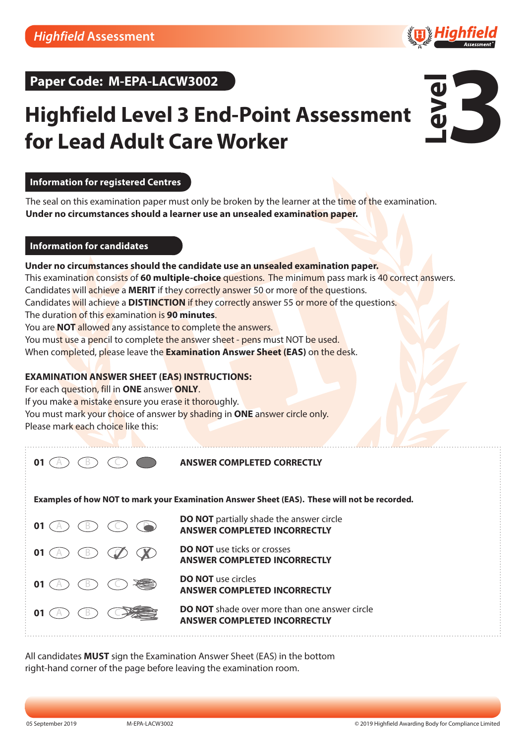**Paper Code: M-EPA-LACW3002**

# Highfield Level 3 End-Point Assessment for Lead Adult Care Worker

## Information for registered Centres

The seal on this examination paper must only be broken by the learner at the time of the examination.
**Under no circumstances should a learner use an unsealed examination paper.**

## Information for candidates

**Under no circumstances should the candidate use an unsealed examination paper.**
This examination consists of **60 multiple-choice** questions. The minimum pass mark is 40 correct answers.
Candidates will achieve a **MERIT** if they correctly answer 50 or more of the questions.
Candidates will achieve a **DISTINCTION** if they correctly answer 55 or more of the questions.
The duration of this examination is **90 minutes**.
You are **NOT** allowed any assistance to complete the answers.
You must use a pencil to complete the answer sheet - pens must NOT be used.
When completed, please leave the **Examination Answer Sheet (EAS)** on the desk.

**EXAMINATION ANSWER SHEET (EAS) INSTRUCTIONS:**
For each question, fill in **ONE** answer **ONLY**.
If you make a mistake ensure you erase it thoroughly.
You must mark your choice of answer by shading in **ONE** answer circle only.
Please mark each choice like this:

01 (A) (B) (C) (●) **ANSWER COMPLETED CORRECTLY**

**Examples of how NOT to mark your Examination Answer Sheet (EAS). These will not be recorded.**

01 (A) (B) (C) (D) **DO NOT** partially shade the answer circle
**ANSWER COMPLETED INCORRECTLY**

01 (A) (B) (C) (D) **DO NOT** use ticks or crosses
**ANSWER COMPLETED INCORRECTLY**

01 (A) (B) (C) (D) **DO NOT** use circles
**ANSWER COMPLETED INCORRECTLY**

01 (A) (B) (C) (D) **DO NOT** shade over more than one answer circle
**ANSWER COMPLETED INCORRECTLY**

All candidates **MUST** sign the Examination Answer Sheet (EAS) in the bottom right-hand corner of the page before leaving the examination room.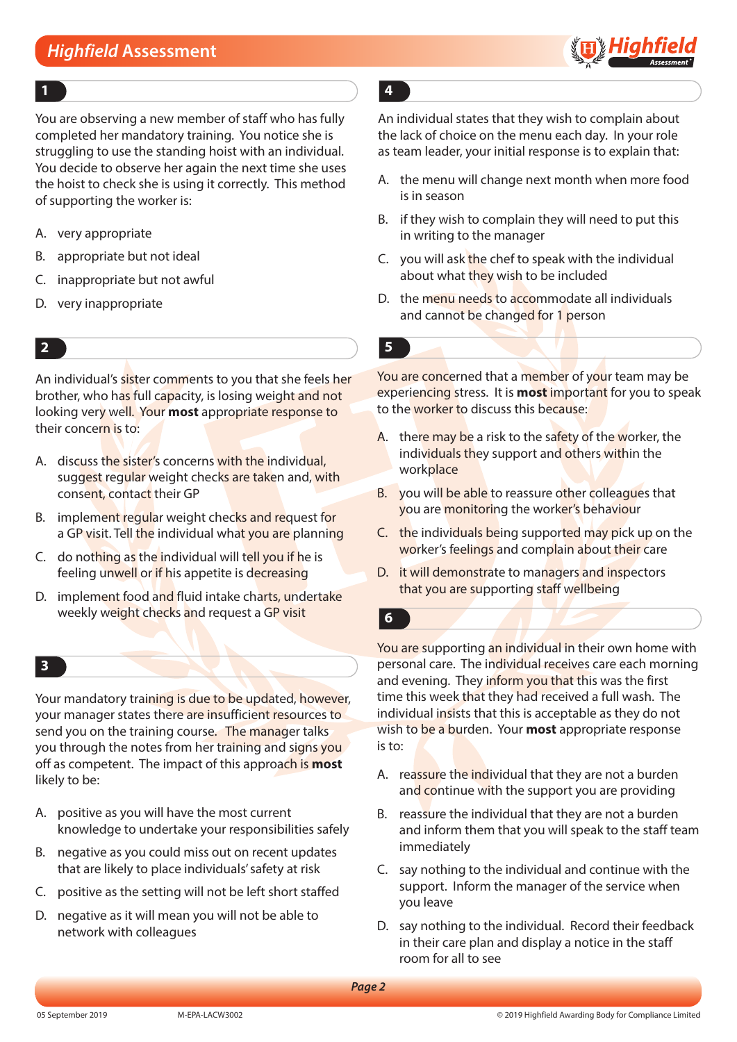## 1

You are observing a new member of staff who has fully completed her mandatory training. You notice she is struggling to use the standing hoist with an individual. You decide to observe her again the next time she uses the hoist to check she is using it correctly. This method of supporting the worker is:

A. very appropriate

B. appropriate but not ideal

C. inappropriate but not awful

D. very inappropriate

## 2

An individual's sister comments to you that she feels her brother, who has full capacity, is losing weight and not looking very well. Your **most** appropriate response to their concern is to:

A. discuss the sister's concerns with the individual, suggest regular weight checks are taken and, with consent, contact their GP

B. implement regular weight checks and request for a GP visit. Tell the individual what you are planning

C. do nothing as the individual will tell you if he is feeling unwell or if his appetite is decreasing

D. implement food and fluid intake charts, undertake weekly weight checks and request a GP visit

## 3

Your mandatory training is due to be updated, however, your manager states there are insufficient resources to send you on the training course. The manager talks you through the notes from her training and signs you off as competent. The impact of this approach is **most** likely to be:

A. positive as you will have the most current knowledge to undertake your responsibilities safely

B. negative as you could miss out on recent updates that are likely to place individuals' safety at risk

C. positive as the setting will not be left short staffed

D. negative as it will mean you will not be able to network with colleagues

## 4

An individual states that they wish to complain about the lack of choice on the menu each day. In your role as team leader, your initial response is to explain that:

A. the menu will change next month when more food is in season

B. if they wish to complain they will need to put this in writing to the manager

C. you will ask the chef to speak with the individual about what they wish to be included

D. the menu needs to accommodate all individuals and cannot be changed for 1 person

## 5

You are concerned that a member of your team may be experiencing stress. It is **most** important for you to speak to the worker to discuss this because:

A. there may be a risk to the safety of the worker, the individuals they support and others within the workplace

B. you will be able to reassure other colleagues that you are monitoring the worker's behaviour

C. the individuals being supported may pick up on the worker's feelings and complain about their care

D. it will demonstrate to managers and inspectors that you are supporting staff wellbeing

## 6

You are supporting an individual in their own home with personal care. The individual receives care each morning and evening. They inform you that this was the first time this week that they had received a full wash. The individual insists that this is acceptable as they do not wish to be a burden. Your **most** appropriate response is to:

A. reassure the individual that they are not a burden and continue with the support you are providing

B. reassure the individual that they are not a burden and inform them that you will speak to the staff team immediately

C. say nothing to the individual and continue with the support. Inform the manager of the service when you leave

D. say nothing to the individual. Record their feedback in their care plan and display a notice in the staff room for all to see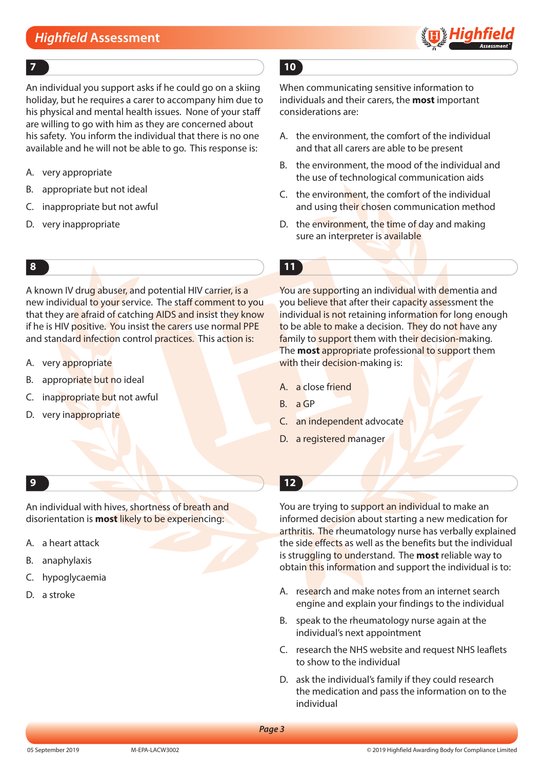## 7

An individual you support asks if he could go on a skiing holiday, but he requires a carer to accompany him due to his physical and mental health issues. None of your staff are willing to go with him as they are concerned about his safety. You inform the individual that there is no one available and he will not be able to go. This response is:

A. very appropriate

B. appropriate but not ideal

C. inappropriate but not awful

D. very inappropriate

## 8

A known IV drug abuser, and potential HIV carrier, is a new individual to your service. The staff comment to you that they are afraid of catching AIDS and insist they know if he is HIV positive. You insist the carers use normal PPE and standard infection control practices. This action is:

A. very appropriate

B. appropriate but no ideal

C. inappropriate but not awful

D. very inappropriate

## 9

An individual with hives, shortness of breath and disorientation is **most** likely to be experiencing:

A. a heart attack

B. anaphylaxis

C. hypoglycaemia

D. a stroke

## 10

When communicating sensitive information to individuals and their carers, the **most** important considerations are:

A. the environment, the comfort of the individual and that all carers are able to be present

B. the environment, the mood of the individual and the use of technological communication aids

C. the environment, the comfort of the individual and using their chosen communication method

D. the environment, the time of day and making sure an interpreter is available

## 11

You are supporting an individual with dementia and you believe that after their capacity assessment the individual is not retaining information for long enough to be able to make a decision. They do not have any family to support them with their decision-making. The **most** appropriate professional to support them with their decision-making is:

A. a close friend

B. a GP

C. an independent advocate

D. a registered manager

## 12

You are trying to support an individual to make an informed decision about starting a new medication for arthritis. The rheumatology nurse has verbally explained the side effects as well as the benefits but the individual is struggling to understand. The **most** reliable way to obtain this information and support the individual is to:

A. research and make notes from an internet search engine and explain your findings to the individual

B. speak to the rheumatology nurse again at the individual's next appointment

C. research the NHS website and request NHS leaflets to show to the individual

D. ask the individual's family if they could research the medication and pass the information on to the individual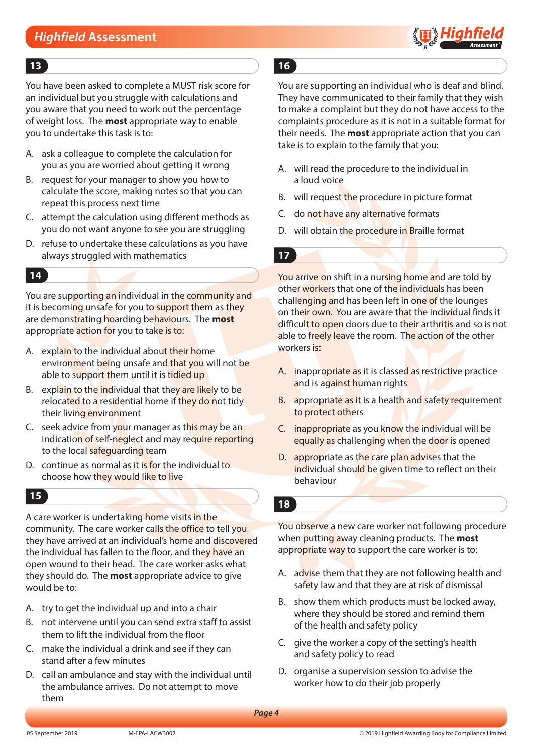## 13

You have been asked to complete a MUST risk score for an individual but you struggle with calculations and you aware that you need to work out the percentage of weight loss. The **most** appropriate way to enable you to undertake this task is to:

A. ask a colleague to complete the calculation for you as you are worried about getting it wrong

B. request for your manager to show you how to calculate the score, making notes so that you can repeat this process next time

C. attempt the calculation using different methods as you do not want anyone to see you are struggling

D. refuse to undertake these calculations as you have always struggled with mathematics

## 14

You are supporting an individual in the community and it is becoming unsafe for you to support them as they are demonstrating hoarding behaviours. The **most** appropriate action for you to take is to:

A. explain to the individual about their home environment being unsafe and that you will not be able to support them until it is tidied up

B. explain to the individual that they are likely to be relocated to a residential home if they do not tidy their living environment

C. seek advice from your manager as this may be an indication of self-neglect and may require reporting to the local safeguarding team

D. continue as normal as it is for the individual to choose how they would like to live

## 15

A care worker is undertaking home visits in the community. The care worker calls the office to tell you they have arrived at an individual's home and discovered the individual has fallen to the floor, and they have an open wound to their head. The care worker asks what they should do. The **most** appropriate advice to give would be to:

A. try to get the individual up and into a chair

B. not intervene until you can send extra staff to assist them to lift the individual from the floor

C. make the individual a drink and see if they can stand after a few minutes

D. call an ambulance and stay with the individual until the ambulance arrives. Do not attempt to move them

## 16

You are supporting an individual who is deaf and blind. They have communicated to their family that they wish to make a complaint but they do not have access to the complaints procedure as it is not in a suitable format for their needs. The **most** appropriate action that you can take is to explain to the family that you:

A. will read the procedure to the individual in a loud voice

B. will request the procedure in picture format

C. do not have any alternative formats

D. will obtain the procedure in Braille format

## 17

You arrive on shift in a nursing home and are told by other workers that one of the individuals has been challenging and has been left in one of the lounges on their own. You are aware that the individual finds it difficult to open doors due to their arthritis and so is not able to freely leave the room. The action of the other workers is:

A. inappropriate as it is classed as restrictive practice and is against human rights

B. appropriate as it is a health and safety requirement to protect others

C. inappropriate as you know the individual will be equally as challenging when the door is opened

D. appropriate as the care plan advises that the individual should be given time to reflect on their behaviour

## 18

You observe a new care worker not following procedure when putting away cleaning products. The **most** appropriate way to support the care worker is to:

A. advise them that they are not following health and safety law and that they are at risk of dismissal

B. show them which products must be locked away, where they should be stored and remind them of the health and safety policy

C. give the worker a copy of the setting's health and safety policy to read

D. organise a supervision session to advise the worker how to do their job properly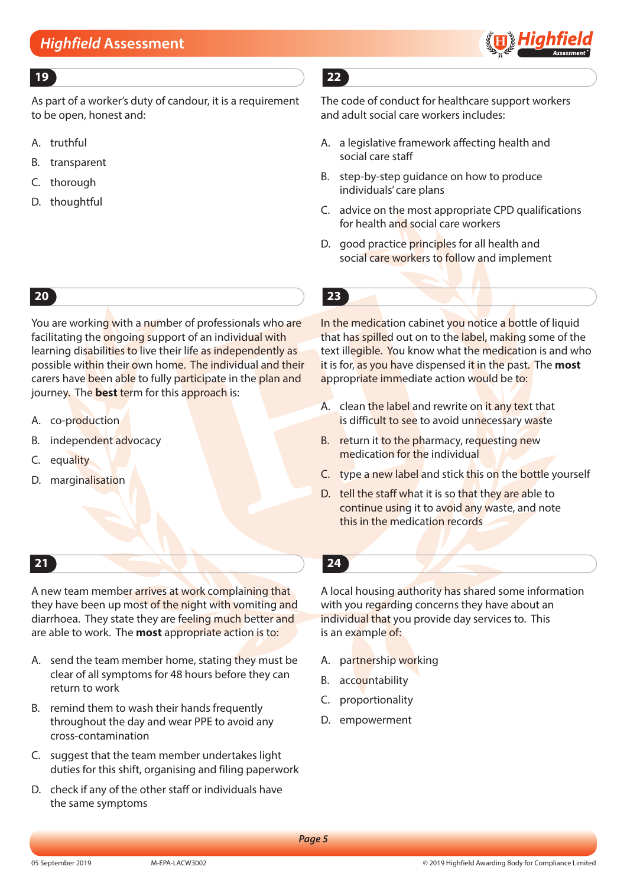## 19

As part of a worker's duty of candour, it is a requirement to be open, honest and:

A. truthful

B. transparent

C. thorough

D. thoughtful

## 20

You are working with a number of professionals who are facilitating the ongoing support of an individual with learning disabilities to live their life as independently as possible within their own home. The individual and their carers have been able to fully participate in the plan and journey. The **best** term for this approach is:

A. co-production

B. independent advocacy

C. equality

D. marginalisation

## 21

A new team member arrives at work complaining that they have been up most of the night with vomiting and diarrhoea. They state they are feeling much better and are able to work. The **most** appropriate action is to:

A. send the team member home, stating they must be clear of all symptoms for 48 hours before they can return to work

B. remind them to wash their hands frequently throughout the day and wear PPE to avoid any cross-contamination

C. suggest that the team member undertakes light duties for this shift, organising and filing paperwork

D. check if any of the other staff or individuals have the same symptoms

## 22

The code of conduct for healthcare support workers and adult social care workers includes:

A. a legislative framework affecting health and social care staff

B. step-by-step guidance on how to produce individuals' care plans

C. advice on the most appropriate CPD qualifications for health and social care workers

D. good practice principles for all health and social care workers to follow and implement

## 23

In the medication cabinet you notice a bottle of liquid that has spilled out on to the label, making some of the text illegible. You know what the medication is and who it is for, as you have dispensed it in the past. The **most** appropriate immediate action would be to:

A. clean the label and rewrite on it any text that is difficult to see to avoid unnecessary waste

B. return it to the pharmacy, requesting new medication for the individual

C. type a new label and stick this on the bottle yourself

D. tell the staff what it is so that they are able to continue using it to avoid any waste, and note this in the medication records

## 24

A local housing authority has shared some information with you regarding concerns they have about an individual that you provide day services to. This is an example of:

A. partnership working

B. accountability

C. proportionality

D. empowerment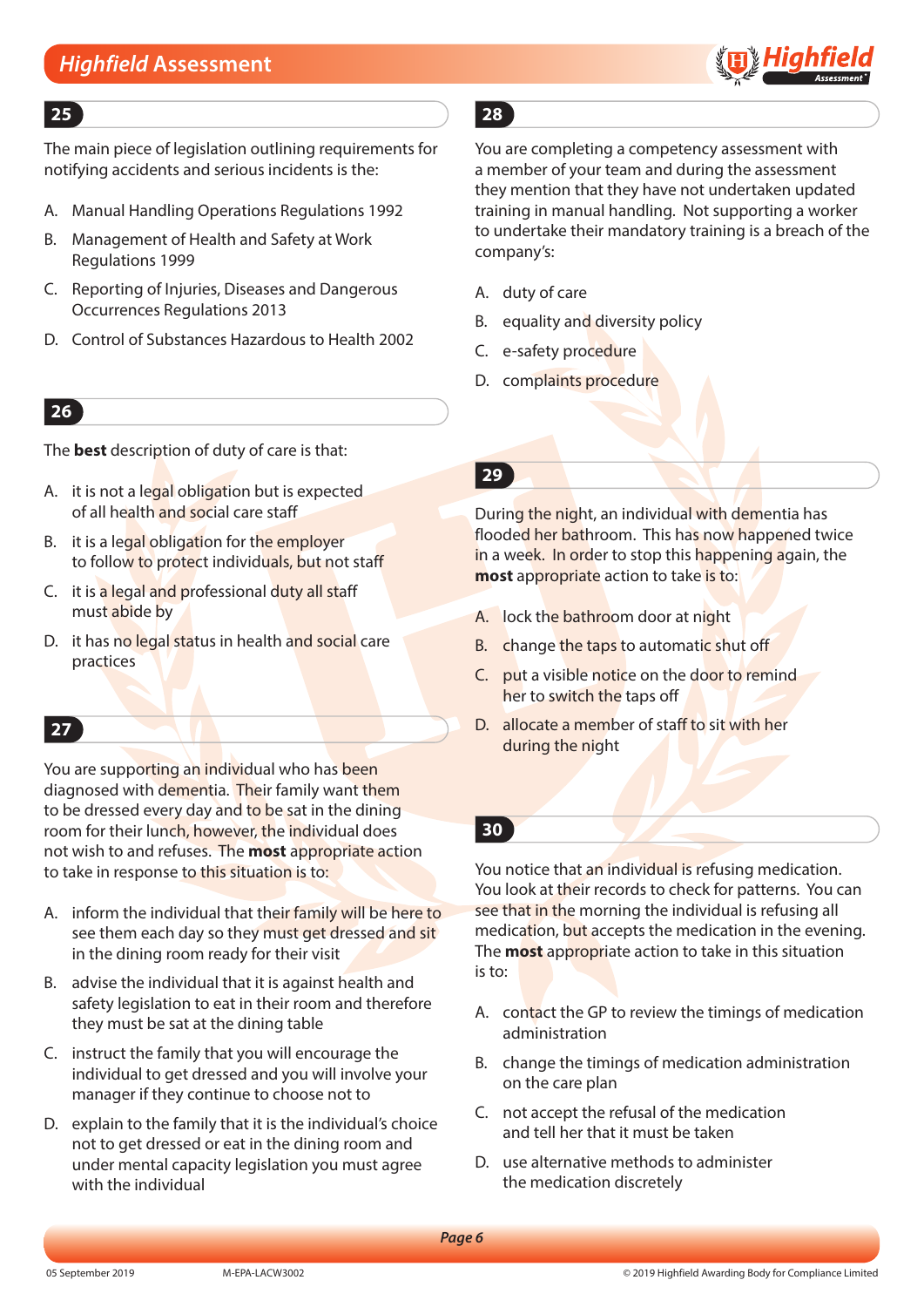## 25

The main piece of legislation outlining requirements for notifying accidents and serious incidents is the:

A. Manual Handling Operations Regulations 1992

B. Management of Health and Safety at Work Regulations 1999

C. Reporting of Injuries, Diseases and Dangerous Occurrences Regulations 2013

D. Control of Substances Hazardous to Health 2002

## 26

The **best** description of duty of care is that:

A. it is not a legal obligation but is expected of all health and social care staff

B. it is a legal obligation for the employer to follow to protect individuals, but not staff

C. it is a legal and professional duty all staff must abide by

D. it has no legal status in health and social care practices

## 27

You are supporting an individual who has been diagnosed with dementia. Their family want them to be dressed every day and to be sat in the dining room for their lunch, however, the individual does not wish to and refuses. The **most** appropriate action to take in response to this situation is to:

A. inform the individual that their family will be here to see them each day so they must get dressed and sit in the dining room ready for their visit

B. advise the individual that it is against health and safety legislation to eat in their room and therefore they must be sat at the dining table

C. instruct the family that you will encourage the individual to get dressed and you will involve your manager if they continue to choose not to

D. explain to the family that it is the individual's choice not to get dressed or eat in the dining room and under mental capacity legislation you must agree with the individual

## 28

You are completing a competency assessment with a member of your team and during the assessment they mention that they have not undertaken updated training in manual handling. Not supporting a worker to undertake their mandatory training is a breach of the company's:

A. duty of care

B. equality and diversity policy

C. e-safety procedure

D. complaints procedure

## 29

During the night, an individual with dementia has flooded her bathroom. This has now happened twice in a week. In order to stop this happening again, the **most** appropriate action to take is to:

A. lock the bathroom door at night

B. change the taps to automatic shut off

C. put a visible notice on the door to remind her to switch the taps off

D. allocate a member of staff to sit with her during the night

## 30

You notice that an individual is refusing medication. You look at their records to check for patterns. You can see that in the morning the individual is refusing all medication, but accepts the medication in the evening. The **most** appropriate action to take in this situation is to:

A. contact the GP to review the timings of medication administration

B. change the timings of medication administration on the care plan

C. not accept the refusal of the medication and tell her that it must be taken

D. use alternative methods to administer the medication discretely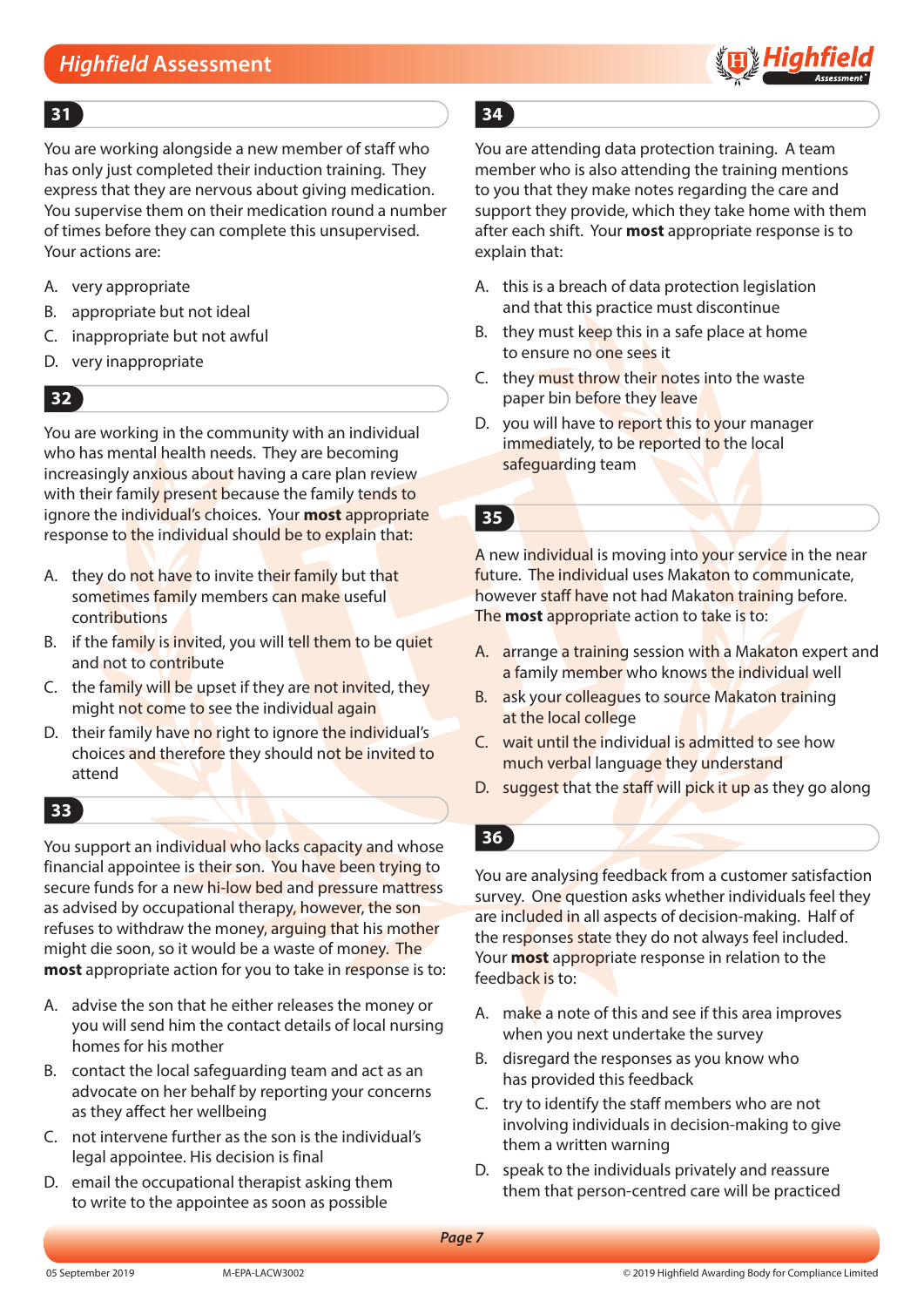## 31

You are working alongside a new member of staff who has only just completed their induction training. They express that they are nervous about giving medication. You supervise them on their medication round a number of times before they can complete this unsupervised. Your actions are:

A. very appropriate
B. appropriate but not ideal
C. inappropriate but not awful
D. very inappropriate

## 32

You are working in the community with an individual who has mental health needs. They are becoming increasingly anxious about having a care plan review with their family present because the family tends to ignore the individual's choices. Your **most** appropriate response to the individual should be to explain that:

A. they do not have to invite their family but that sometimes family members can make useful contributions
B. if the family is invited, you will tell them to be quiet and not to contribute
C. the family will be upset if they are not invited, they might not come to see the individual again
D. their family have no right to ignore the individual's choices and therefore they should not be invited to attend

## 33

You support an individual who lacks capacity and whose financial appointee is their son. You have been trying to secure funds for a new hi-low bed and pressure mattress as advised by occupational therapy, however, the son refuses to withdraw the money, arguing that his mother might die soon, so it would be a waste of money. The **most** appropriate action for you to take in response is to:

A. advise the son that he either releases the money or you will send him the contact details of local nursing homes for his mother
B. contact the local safeguarding team and act as an advocate on her behalf by reporting your concerns as they affect her wellbeing
C. not intervene further as the son is the individual's legal appointee. His decision is final
D. email the occupational therapist asking them to write to the appointee as soon as possible

## 34

You are attending data protection training. A team member who is also attending the training mentions to you that they make notes regarding the care and support they provide, which they take home with them after each shift. Your **most** appropriate response is to explain that:

A. this is a breach of data protection legislation and that this practice must discontinue
B. they must keep this in a safe place at home to ensure no one sees it
C. they must throw their notes into the waste paper bin before they leave
D. you will have to report this to your manager immediately, to be reported to the local safeguarding team

## 35

A new individual is moving into your service in the near future. The individual uses Makaton to communicate, however staff have not had Makaton training before. The **most** appropriate action to take is to:

A. arrange a training session with a Makaton expert and a family member who knows the individual well
B. ask your colleagues to source Makaton training at the local college
C. wait until the individual is admitted to see how much verbal language they understand
D. suggest that the staff will pick it up as they go along

## 36

You are analysing feedback from a customer satisfaction survey. One question asks whether individuals feel they are included in all aspects of decision-making. Half of the responses state they do not always feel included. Your **most** appropriate response in relation to the feedback is to:

A. make a note of this and see if this area improves when you next undertake the survey
B. disregard the responses as you know who has provided this feedback
C. try to identify the staff members who are not involving individuals in decision-making to give them a written warning
D. speak to the individuals privately and reassure them that person-centred care will be practiced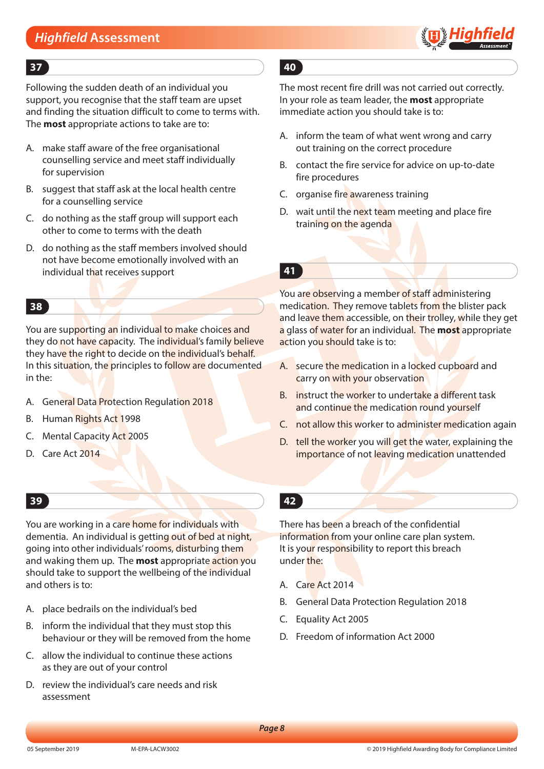## 37

Following the sudden death of an individual you support, you recognise that the staff team are upset and finding the situation difficult to come to terms with. The **most** appropriate actions to take are to:

A. make staff aware of the free organisational counselling service and meet staff individually for supervision

B. suggest that staff ask at the local health centre for a counselling service

C. do nothing as the staff group will support each other to come to terms with the death

D. do nothing as the staff members involved should not have become emotionally involved with an individual that receives support

## 38

You are supporting an individual to make choices and they do not have capacity. The individual's family believe they have the right to decide on the individual's behalf. In this situation, the principles to follow are documented in the:

A. General Data Protection Regulation 2018

B. Human Rights Act 1998

C. Mental Capacity Act 2005

D. Care Act 2014

## 39

You are working in a care home for individuals with dementia. An individual is getting out of bed at night, going into other individuals' rooms, disturbing them and waking them up. The **most** appropriate action you should take to support the wellbeing of the individual and others is to:

A. place bedrails on the individual's bed

B. inform the individual that they must stop this behaviour or they will be removed from the home

C. allow the individual to continue these actions as they are out of your control

D. review the individual's care needs and risk assessment

## 40

The most recent fire drill was not carried out correctly. In your role as team leader, the **most** appropriate immediate action you should take is to:

A. inform the team of what went wrong and carry out training on the correct procedure

B. contact the fire service for advice on up-to-date fire procedures

C. organise fire awareness training

D. wait until the next team meeting and place fire training on the agenda

## 41

You are observing a member of staff administering medication. They remove tablets from the blister pack and leave them accessible, on their trolley, while they get a glass of water for an individual. The **most** appropriate action you should take is to:

A. secure the medication in a locked cupboard and carry on with your observation

B. instruct the worker to undertake a different task and continue the medication round yourself

C. not allow this worker to administer medication again

D. tell the worker you will get the water, explaining the importance of not leaving medication unattended

## 42

There has been a breach of the confidential information from your online care plan system. It is your responsibility to report this breach under the:

A. Care Act 2014

B. General Data Protection Regulation 2018

C. Equality Act 2005

D. Freedom of information Act 2000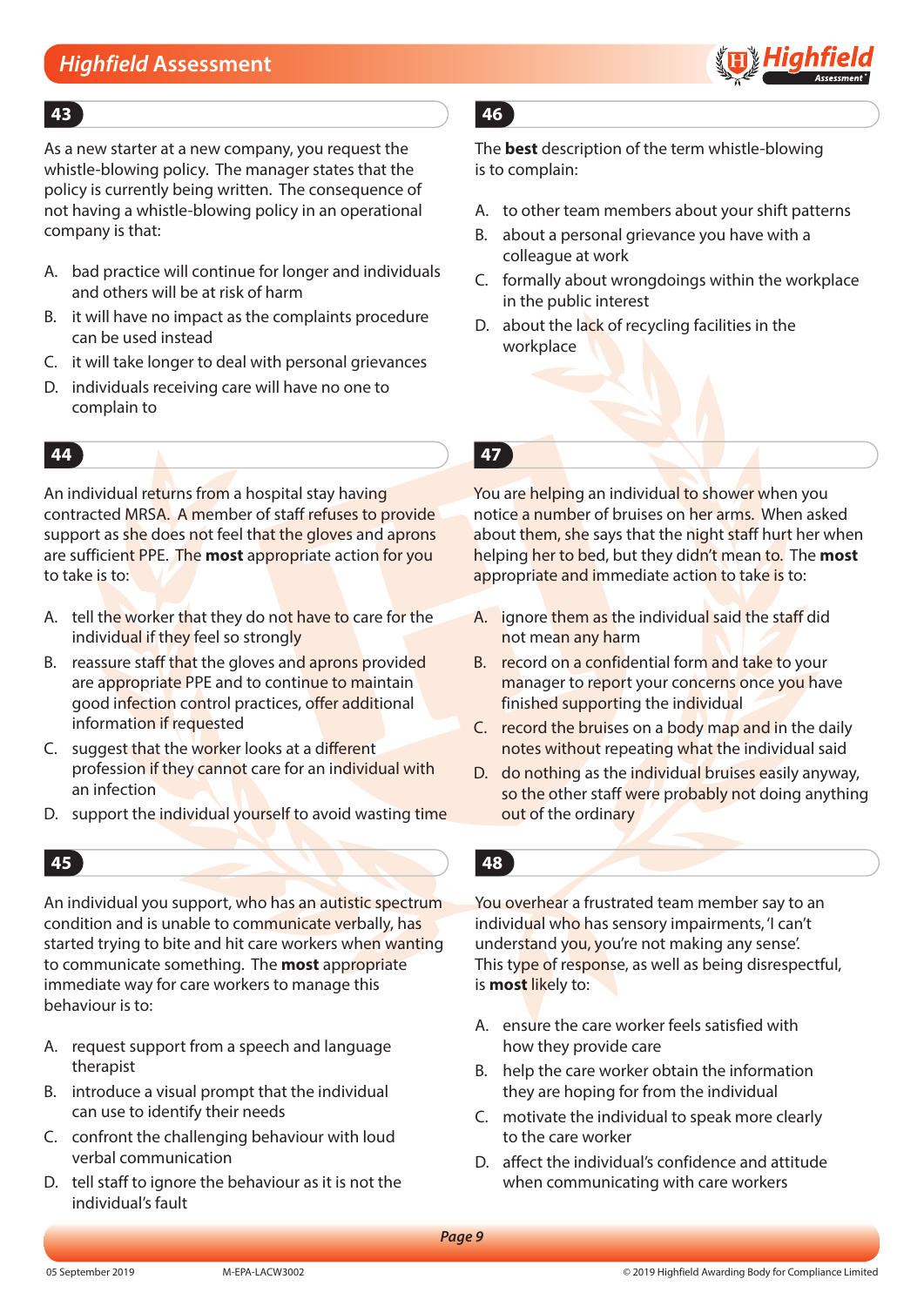## 43

As a new starter at a new company, you request the whistle-blowing policy. The manager states that the policy is currently being written. The consequence of not having a whistle-blowing policy in an operational company is that:

A. bad practice will continue for longer and individuals and others will be at risk of harm

B. it will have no impact as the complaints procedure can be used instead

C. it will take longer to deal with personal grievances

D. individuals receiving care will have no one to complain to

## 44

An individual returns from a hospital stay having contracted MRSA. A member of staff refuses to provide support as she does not feel that the gloves and aprons are sufficient PPE. The **most** appropriate action for you to take is to:

A. tell the worker that they do not have to care for the individual if they feel so strongly

B. reassure staff that the gloves and aprons provided are appropriate PPE and to continue to maintain good infection control practices, offer additional information if requested

C. suggest that the worker looks at a different profession if they cannot care for an individual with an infection

D. support the individual yourself to avoid wasting time

## 45

An individual you support, who has an autistic spectrum condition and is unable to communicate verbally, has started trying to bite and hit care workers when wanting to communicate something. The **most** appropriate immediate way for care workers to manage this behaviour is to:

A. request support from a speech and language therapist

B. introduce a visual prompt that the individual can use to identify their needs

C. confront the challenging behaviour with loud verbal communication

D. tell staff to ignore the behaviour as it is not the individual's fault

## 46

The **best** description of the term whistle-blowing is to complain:

A. to other team members about your shift patterns

B. about a personal grievance you have with a colleague at work

C. formally about wrongdoings within the workplace in the public interest

D. about the lack of recycling facilities in the workplace

## 47

You are helping an individual to shower when you notice a number of bruises on her arms. When asked about them, she says that the night staff hurt her when helping her to bed, but they didn't mean to. The **most** appropriate and immediate action to take is to:

A. ignore them as the individual said the staff did not mean any harm

B. record on a confidential form and take to your manager to report your concerns once you have finished supporting the individual

C. record the bruises on a body map and in the daily notes without repeating what the individual said

D. do nothing as the individual bruises easily anyway, so the other staff were probably not doing anything out of the ordinary

## 48

You overhear a frustrated team member say to an individual who has sensory impairments, 'I can't understand you, you're not making any sense'. This type of response, as well as being disrespectful, is **most** likely to:

A. ensure the care worker feels satisfied with how they provide care

B. help the care worker obtain the information they are hoping for from the individual

C. motivate the individual to speak more clearly to the care worker

D. affect the individual's confidence and attitude when communicating with care workers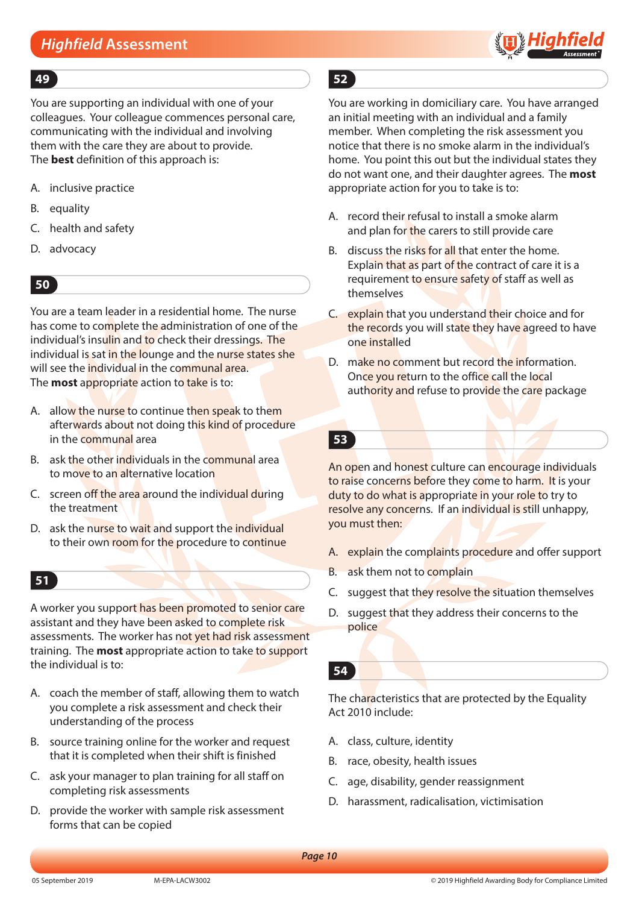## 49

You are supporting an individual with one of your colleagues. Your colleague commences personal care, communicating with the individual and involving them with the care they are about to provide. The **best** definition of this approach is:

A. inclusive practice

B. equality

C. health and safety

D. advocacy

## 50

You are a team leader in a residential home. The nurse has come to complete the administration of one of the individual's insulin and to check their dressings. The individual is sat in the lounge and the nurse states she will see the individual in the communal area. The **most** appropriate action to take is to:

A. allow the nurse to continue then speak to them afterwards about not doing this kind of procedure in the communal area

B. ask the other individuals in the communal area to move to an alternative location

C. screen off the area around the individual during the treatment

D. ask the nurse to wait and support the individual to their own room for the procedure to continue

## 51

A worker you support has been promoted to senior care assistant and they have been asked to complete risk assessments. The worker has not yet had risk assessment training. The **most** appropriate action to take to support the individual is to:

A. coach the member of staff, allowing them to watch you complete a risk assessment and check their understanding of the process

B. source training online for the worker and request that it is completed when their shift is finished

C. ask your manager to plan training for all staff on completing risk assessments

D. provide the worker with sample risk assessment forms that can be copied

## 52

You are working in domiciliary care. You have arranged an initial meeting with an individual and a family member. When completing the risk assessment you notice that there is no smoke alarm in the individual's home. You point this out but the individual states they do not want one, and their daughter agrees. The **most** appropriate action for you to take is to:

A. record their refusal to install a smoke alarm and plan for the carers to still provide care

B. discuss the risks for all that enter the home. Explain that as part of the contract of care it is a requirement to ensure safety of staff as well as themselves

C. explain that you understand their choice and for the records you will state they have agreed to have one installed

D. make no comment but record the information. Once you return to the office call the local authority and refuse to provide the care package

## 53

An open and honest culture can encourage individuals to raise concerns before they come to harm. It is your duty to do what is appropriate in your role to try to resolve any concerns. If an individual is still unhappy, you must then:

A. explain the complaints procedure and offer support

B. ask them not to complain

C. suggest that they resolve the situation themselves

D. suggest that they address their concerns to the police

## 54

The characteristics that are protected by the Equality Act 2010 include:

A. class, culture, identity

B. race, obesity, health issues

C. age, disability, gender reassignment

D. harassment, radicalisation, victimisation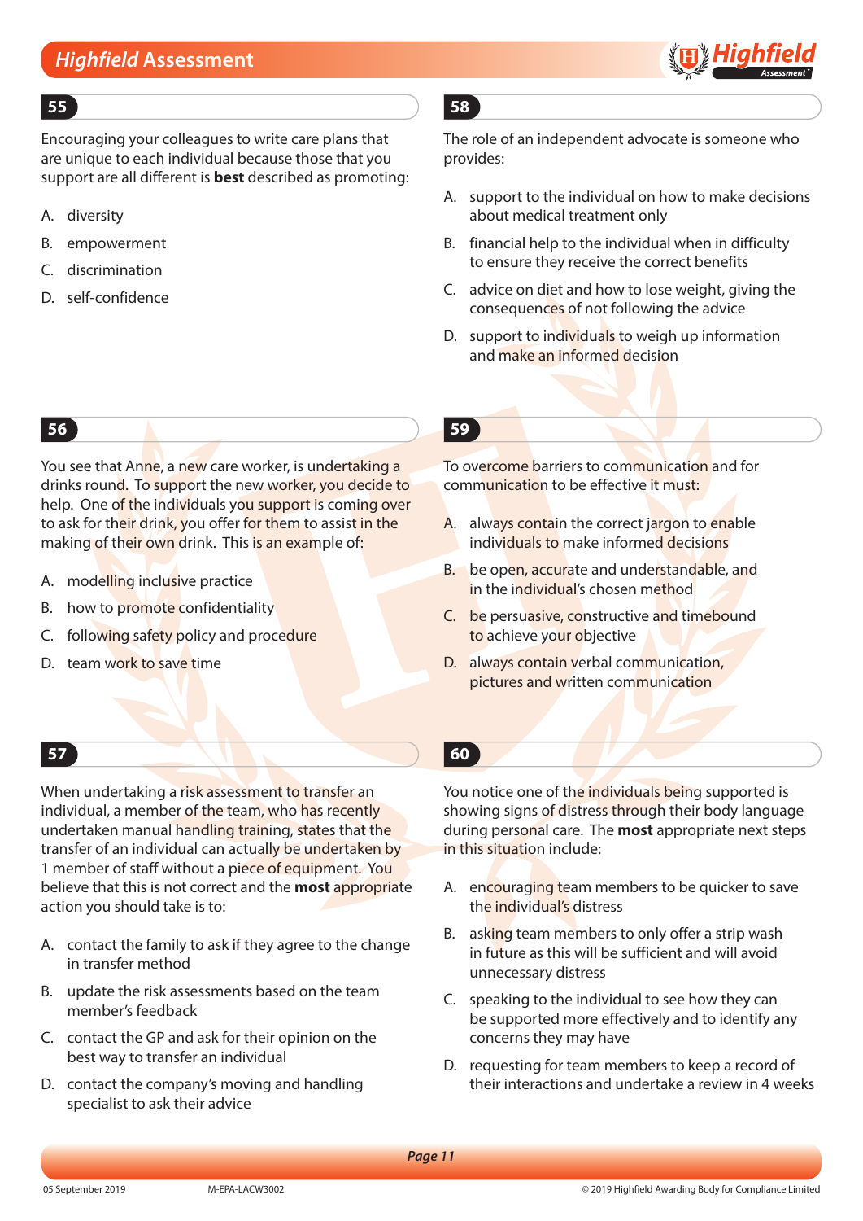## 55

Encouraging your colleagues to write care plans that are unique to each individual because those that you support are all different is **best** described as promoting:

A. diversity

B. empowerment

C. discrimination

D. self-confidence

## 56

You see that Anne, a new care worker, is undertaking a drinks round. To support the new worker, you decide to help. One of the individuals you support is coming over to ask for their drink, you offer for them to assist in the making of their own drink. This is an example of:

A. modelling inclusive practice

B. how to promote confidentiality

C. following safety policy and procedure

D. team work to save time

## 57

When undertaking a risk assessment to transfer an individual, a member of the team, who has recently undertaken manual handling training, states that the transfer of an individual can actually be undertaken by 1 member of staff without a piece of equipment. You believe that this is not correct and the **most** appropriate action you should take is to:

A. contact the family to ask if they agree to the change in transfer method

B. update the risk assessments based on the team member's feedback

C. contact the GP and ask for their opinion on the best way to transfer an individual

D. contact the company's moving and handling specialist to ask their advice

## 58

The role of an independent advocate is someone who provides:

A. support to the individual on how to make decisions about medical treatment only

B. financial help to the individual when in difficulty to ensure they receive the correct benefits

C. advice on diet and how to lose weight, giving the consequences of not following the advice

D. support to individuals to weigh up information and make an informed decision

## 59

To overcome barriers to communication and for communication to be effective it must:

A. always contain the correct jargon to enable individuals to make informed decisions

B. be open, accurate and understandable, and in the individual's chosen method

C. be persuasive, constructive and timebound to achieve your objective

D. always contain verbal communication, pictures and written communication

## 60

You notice one of the individuals being supported is showing signs of distress through their body language during personal care. The **most** appropriate next steps in this situation include:

A. encouraging team members to be quicker to save the individual's distress

B. asking team members to only offer a strip wash in future as this will be sufficient and will avoid unnecessary distress

C. speaking to the individual to see how they can be supported more effectively and to identify any concerns they may have

D. requesting for team members to keep a record of their interactions and undertake a review in 4 weeks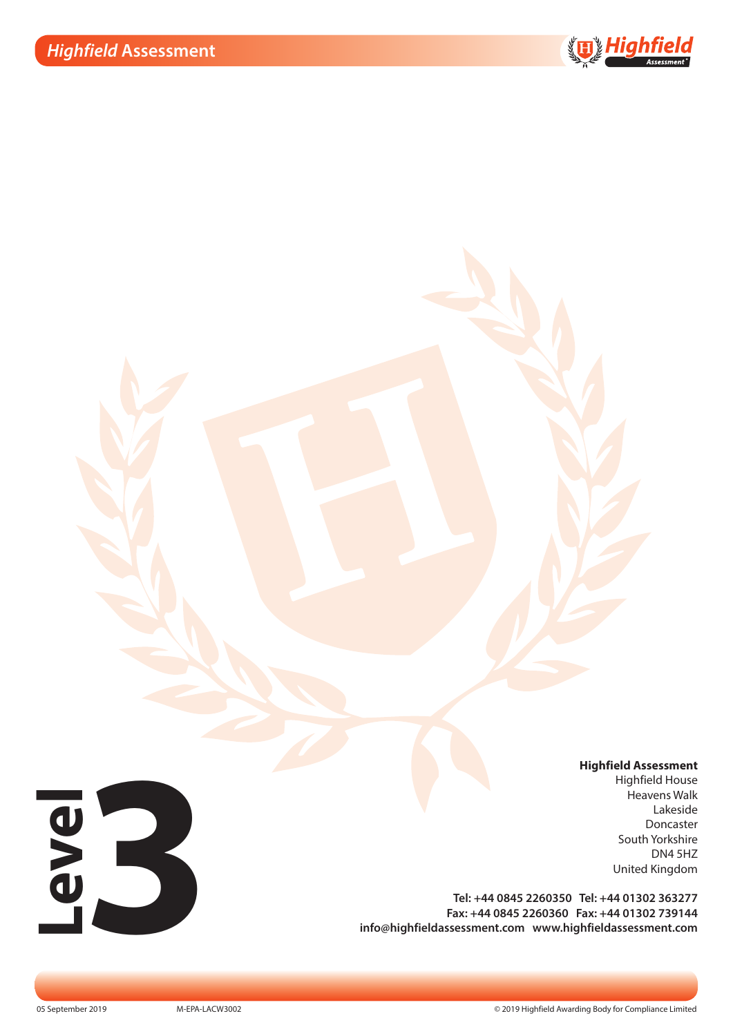**Level 3**

**Highfield Assessment**
Highfield House
Heavens Walk
Lakeside
Doncaster
South Yorkshire
DN4 5HZ
United Kingdom

**Tel: +44 0845 2260350 Tel: +44 01302 363277**
**Fax: +44 0845 2260360 Fax: +44 01302 739144**
**info@highfieldassessment.com www.highfieldassessment.com**